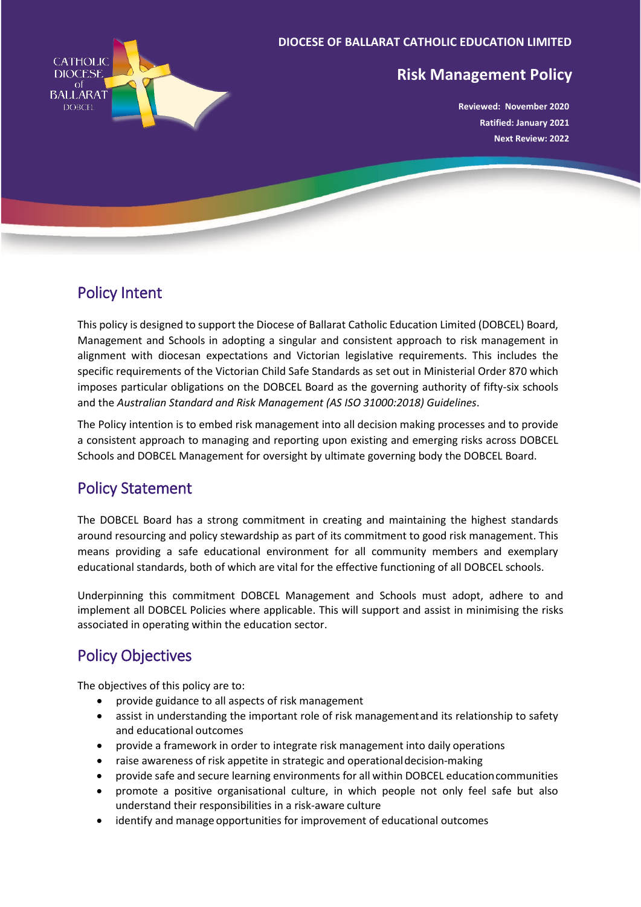DIOCESE OF BALLARAT CATHOLIC EDUCATION LIMITED

# Risk Management Policy

**Reviewed: November 2020**
**Ratified: January 2021**
**Next Review: 2022**

## Policy Intent

This policy is designed to support the Diocese of Ballarat Catholic Education Limited (DOBCEL) Board, Management and Schools in adopting a singular and consistent approach to risk management in alignment with diocesan expectations and Victorian legislative requirements. This includes the specific requirements of the Victorian Child Safe Standards as set out in Ministerial Order 870 which imposes particular obligations on the DOBCEL Board as the governing authority of fifty-six schools and the *Australian Standard and Risk Management (AS ISO 31000:2018) Guidelines*.

The Policy intention is to embed risk management into all decision making processes and to provide a consistent approach to managing and reporting upon existing and emerging risks across DOBCEL Schools and DOBCEL Management for oversight by ultimate governing body the DOBCEL Board.

## Policy Statement

The DOBCEL Board has a strong commitment in creating and maintaining the highest standards around resourcing and policy stewardship as part of its commitment to good risk management. This means providing a safe educational environment for all community members and exemplary educational standards, both of which are vital for the effective functioning of all DOBCEL schools.

Underpinning this commitment DOBCEL Management and Schools must adopt, adhere to and implement all DOBCEL Policies where applicable. This will support and assist in minimising the risks associated in operating within the education sector.

## Policy Objectives

The objectives of this policy are to:

- provide guidance to all aspects of risk management
- assist in understanding the important role of risk management and its relationship to safety and educational outcomes
- provide a framework in order to integrate risk management into daily operations
- raise awareness of risk appetite in strategic and operational decision-making
- provide safe and secure learning environments for all within DOBCEL education communities
- promote a positive organisational culture, in which people not only feel safe but also understand their responsibilities in a risk-aware culture
- identify and manage opportunities for improvement of educational outcomes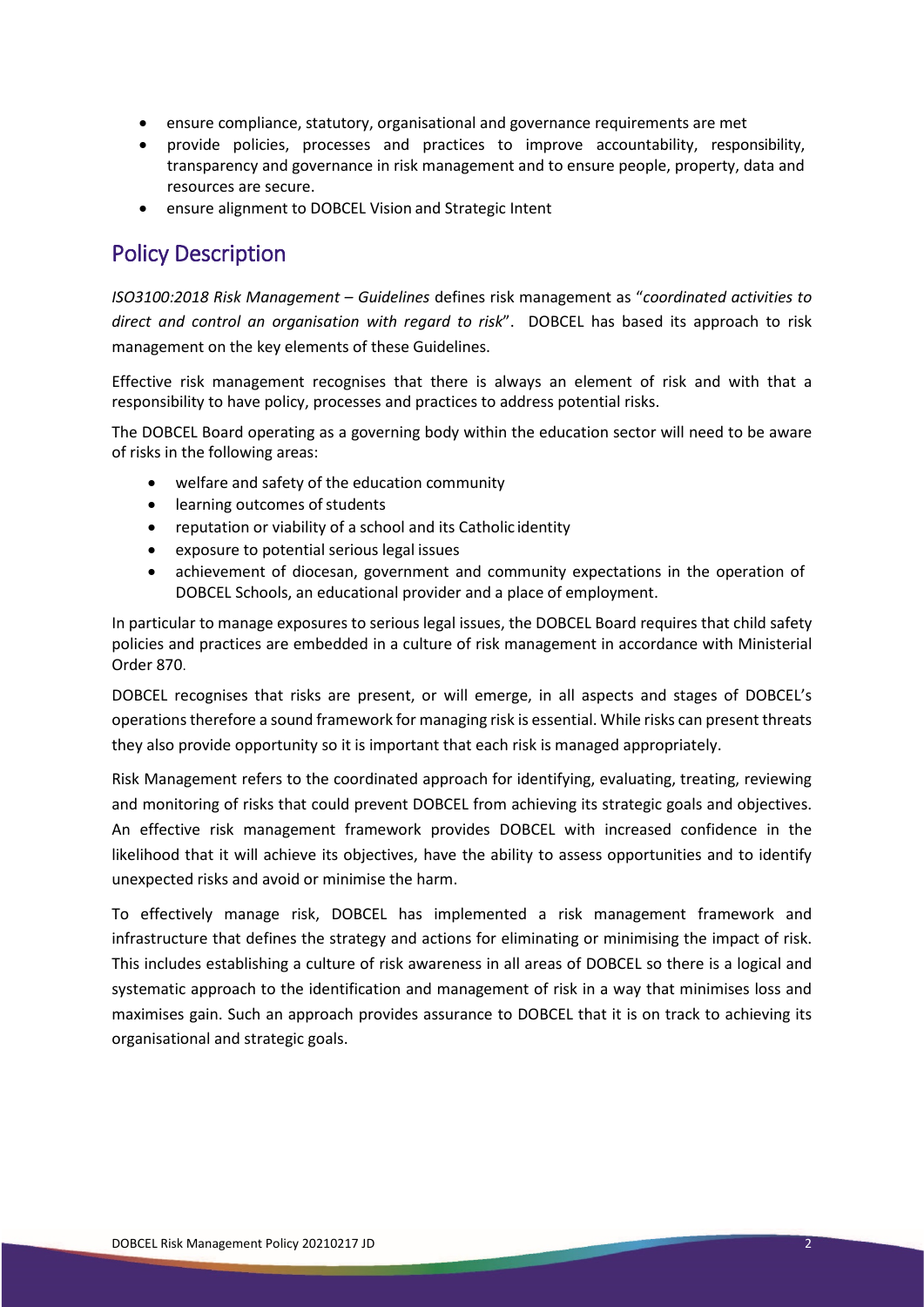- ensure compliance, statutory, organisational and governance requirements are met
- provide policies, processes and practices to improve accountability, responsibility, transparency and governance in risk management and to ensure people, property, data and resources are secure.
- ensure alignment to DOBCEL Vision and Strategic Intent

## Policy Description

*ISO3100:2018 Risk Management – Guidelines* defines risk management as "*coordinated activities to direct and control an organisation with regard to risk*". DOBCEL has based its approach to risk management on the key elements of these Guidelines.

Effective risk management recognises that there is always an element of risk and with that a responsibility to have policy, processes and practices to address potential risks.

The DOBCEL Board operating as a governing body within the education sector will need to be aware of risks in the following areas:

- welfare and safety of the education community
- learning outcomes of students
- reputation or viability of a school and its Catholic identity
- exposure to potential serious legal issues
- achievement of diocesan, government and community expectations in the operation of DOBCEL Schools, an educational provider and a place of employment.

In particular to manage exposures to serious legal issues, the DOBCEL Board requires that child safety policies and practices are embedded in a culture of risk management in accordance with Ministerial Order 870.

DOBCEL recognises that risks are present, or will emerge, in all aspects and stages of DOBCEL's operations therefore a sound framework for managing risk is essential. While risks can present threats they also provide opportunity so it is important that each risk is managed appropriately.

Risk Management refers to the coordinated approach for identifying, evaluating, treating, reviewing and monitoring of risks that could prevent DOBCEL from achieving its strategic goals and objectives. An effective risk management framework provides DOBCEL with increased confidence in the likelihood that it will achieve its objectives, have the ability to assess opportunities and to identify unexpected risks and avoid or minimise the harm.

To effectively manage risk, DOBCEL has implemented a risk management framework and infrastructure that defines the strategy and actions for eliminating or minimising the impact of risk. This includes establishing a culture of risk awareness in all areas of DOBCEL so there is a logical and systematic approach to the identification and management of risk in a way that minimises loss and maximises gain. Such an approach provides assurance to DOBCEL that it is on track to achieving its organisational and strategic goals.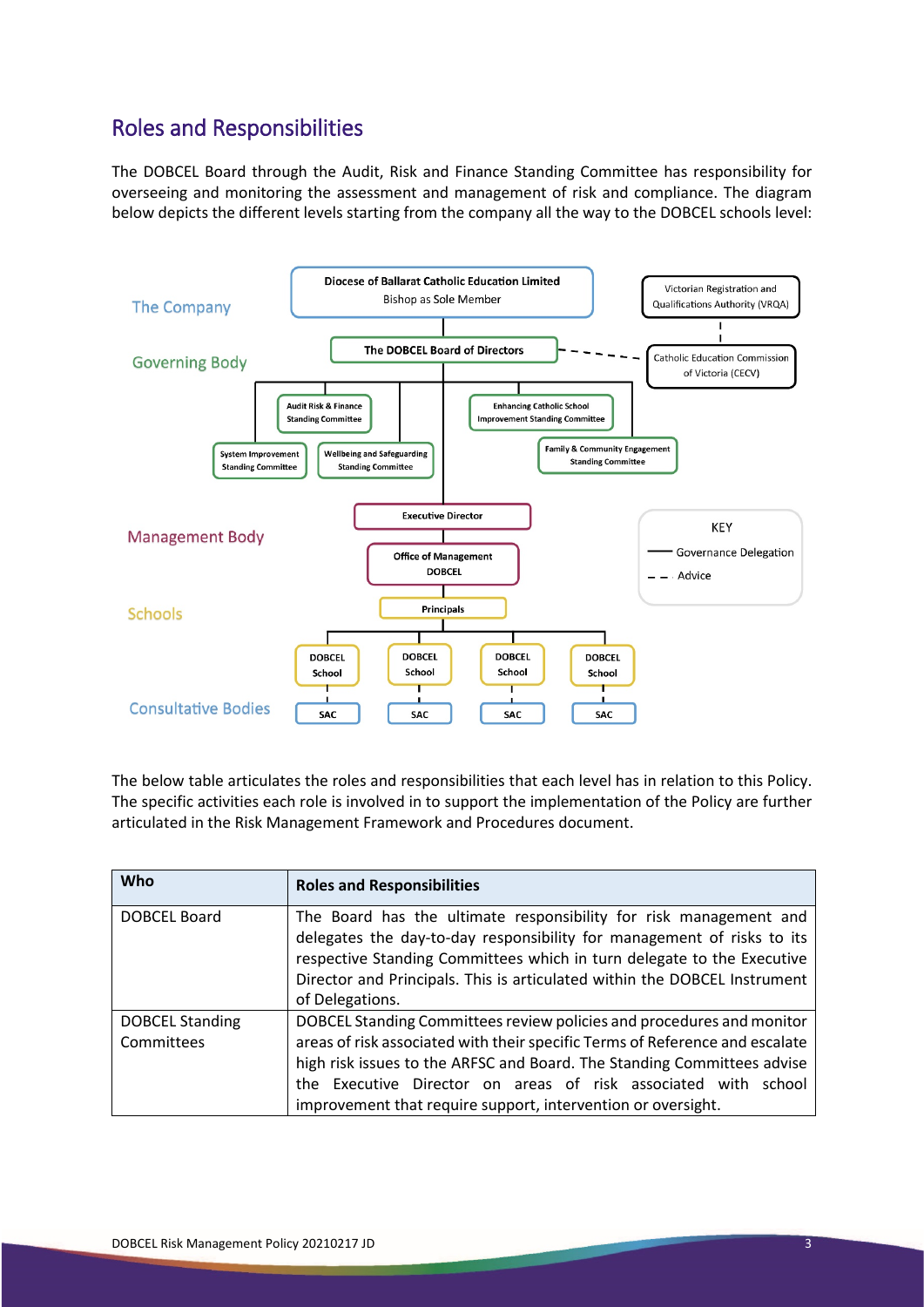## Roles and Responsibilities

The DOBCEL Board through the Audit, Risk and Finance Standing Committee has responsibility for overseeing and monitoring the assessment and management of risk and compliance. The diagram below depicts the different levels starting from the company all the way to the DOBCEL schools level:

The Company

Diocese of Ballarat Catholic Education Limited
Bishop as Sole Member

Victorian Registration and Qualifications Authority (VRQA)

Governing Body

The DOBCEL Board of Directors

Catholic Education Commission of Victoria (CECV)

Audit Risk & Finance Standing Committee

Enhancing Catholic School Improvement Standing Committee

System Improvement Standing Committee

Wellbeing and Safeguarding Standing Committee

Family & Community Engagement Standing Committee

Management Body

Executive Director

Office of Management DOBCEL

KEY
Governance Delegation
Advice

Schools

Principals

DOBCEL School | DOBCEL School | DOBCEL School | DOBCEL School

Consultative Bodies

SAC | SAC | SAC | SAC

The below table articulates the roles and responsibilities that each level has in relation to this Policy. The specific activities each role is involved in to support the implementation of the Policy are further articulated in the Risk Management Framework and Procedures document.

| Who | Roles and Responsibilities |
|---|---|
| DOBCEL Board | The Board has the ultimate responsibility for risk management and delegates the day-to-day responsibility for management of risks to its respective Standing Committees which in turn delegate to the Executive Director and Principals. This is articulated within the DOBCEL Instrument of Delegations. |
| DOBCEL Standing Committees | DOBCEL Standing Committees review policies and procedures and monitor areas of risk associated with their specific Terms of Reference and escalate high risk issues to the ARFSC and Board. The Standing Committees advise the Executive Director on areas of risk associated with school improvement that require support, intervention or oversight. |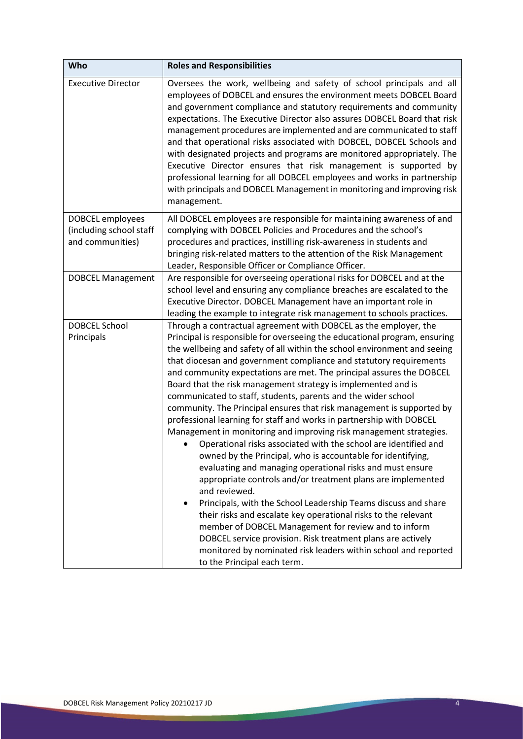| Who | Roles and Responsibilities |
| --- | --- |
| Executive Director | Oversees the work, wellbeing and safety of school principals and all employees of DOBCEL and ensures the environment meets DOBCEL Board and government compliance and statutory requirements and community expectations. The Executive Director also assures DOBCEL Board that risk management procedures are implemented and are communicated to staff and that operational risks associated with DOBCEL, DOBCEL Schools and with designated projects and programs are monitored appropriately. The Executive Director ensures that risk management is supported by professional learning for all DOBCEL employees and works in partnership with principals and DOBCEL Management in monitoring and improving risk management. |
| DOBCEL employees (including school staff and communities) | All DOBCEL employees are responsible for maintaining awareness of and complying with DOBCEL Policies and Procedures and the school's procedures and practices, instilling risk-awareness in students and bringing risk-related matters to the attention of the Risk Management Leader, Responsible Officer or Compliance Officer. |
| DOBCEL Management | Are responsible for overseeing operational risks for DOBCEL and at the school level and ensuring any compliance breaches are escalated to the Executive Director. DOBCEL Management have an important role in leading the example to integrate risk management to schools practices. |
| DOBCEL School Principals | Through a contractual agreement with DOBCEL as the employer, the Principal is responsible for overseeing the educational program, ensuring the wellbeing and safety of all within the school environment and seeing that diocesan and government compliance and statutory requirements and community expectations are met. The principal assures the DOBCEL Board that the risk management strategy is implemented and is communicated to staff, students, parents and the wider school community. The Principal ensures that risk management is supported by professional learning for staff and works in partnership with DOBCEL Management in monitoring and improving risk management strategies.<br>• Operational risks associated with the school are identified and owned by the Principal, who is accountable for identifying, evaluating and managing operational risks and must ensure appropriate controls and/or treatment plans are implemented and reviewed.<br>• Principals, with the School Leadership Teams discuss and share their risks and escalate key operational risks to the relevant member of DOBCEL Management for review and to inform DOBCEL service provision. Risk treatment plans are actively monitored by nominated risk leaders within school and reported to the Principal each term. |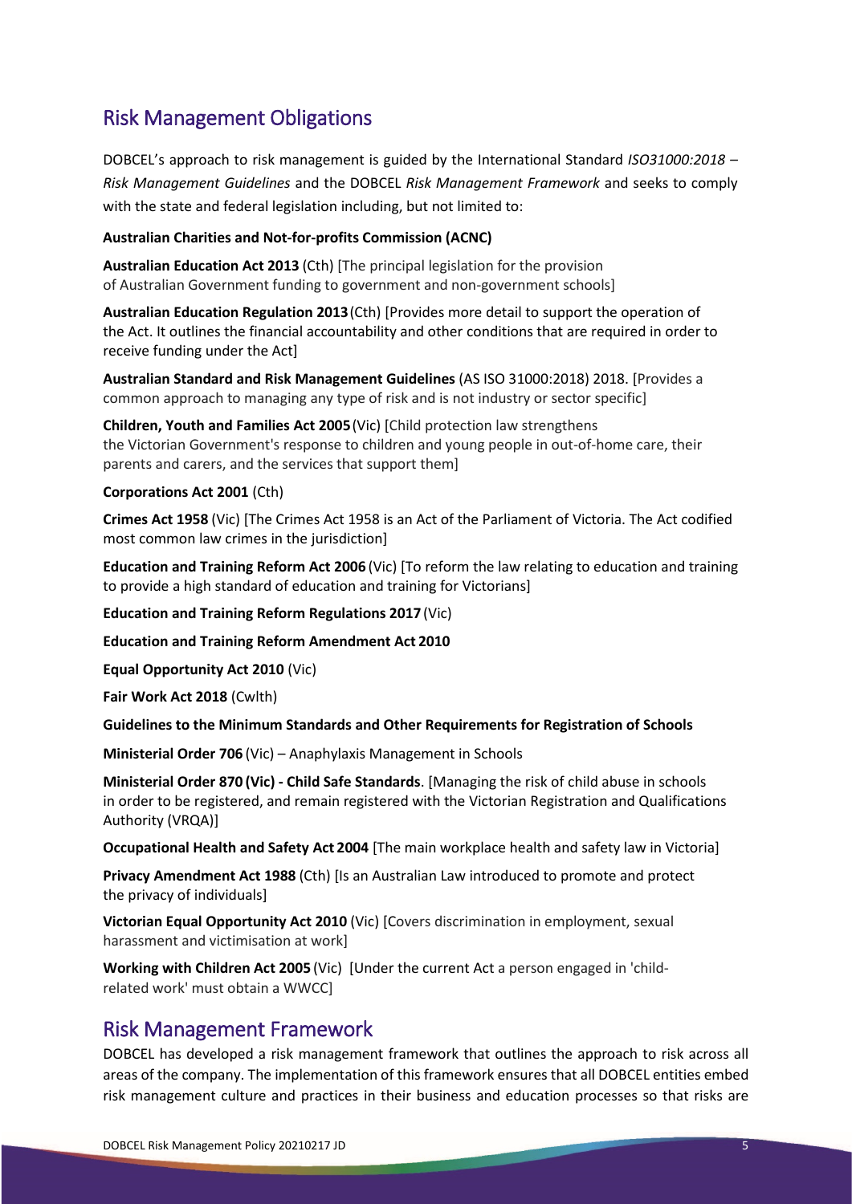## Risk Management Obligations

DOBCEL's approach to risk management is guided by the International Standard *ISO31000:2018 – Risk Management Guidelines* and the DOBCEL *Risk Management Framework* and seeks to comply with the state and federal legislation including, but not limited to:

**Australian Charities and Not-for-profits Commission (ACNC)**

**Australian Education Act 2013** (Cth) [The principal legislation for the provision of Australian Government funding to government and non-government schools]

**Australian Education Regulation 2013** (Cth) [Provides more detail to support the operation of the Act. It outlines the financial accountability and other conditions that are required in order to receive funding under the Act]

**Australian Standard and Risk Management Guidelines** (AS ISO 31000:2018) 2018. [Provides a common approach to managing any type of risk and is not industry or sector specific]

**Children, Youth and Families Act 2005** (Vic) [Child protection law strengthens the Victorian Government's response to children and young people in out-of-home care, their parents and carers, and the services that support them]

**Corporations Act 2001** (Cth)

**Crimes Act 1958** (Vic) [The Crimes Act 1958 is an Act of the Parliament of Victoria. The Act codified most common law crimes in the jurisdiction]

**Education and Training Reform Act 2006** (Vic) [To reform the law relating to education and training to provide a high standard of education and training for Victorians]

**Education and Training Reform Regulations 2017** (Vic)

**Education and Training Reform Amendment Act 2010**

**Equal Opportunity Act 2010** (Vic)

**Fair Work Act 2018** (Cwlth)

**Guidelines to the Minimum Standards and Other Requirements for Registration of Schools**

**Ministerial Order 706** (Vic) – Anaphylaxis Management in Schools

**Ministerial Order 870 (Vic) - Child Safe Standards**. [Managing the risk of child abuse in schools in order to be registered, and remain registered with the Victorian Registration and Qualifications Authority (VRQA)]

**Occupational Health and Safety Act 2004** [The main workplace health and safety law in Victoria]

**Privacy Amendment Act 1988** (Cth) [Is an Australian Law introduced to promote and protect the privacy of individuals]

**Victorian Equal Opportunity Act 2010** (Vic) [Covers discrimination in employment, sexual harassment and victimisation at work]

**Working with Children Act 2005** (Vic) [Under the current Act a person engaged in 'child-related work' must obtain a WWCC]

## Risk Management Framework

DOBCEL has developed a risk management framework that outlines the approach to risk across all areas of the company. The implementation of this framework ensures that all DOBCEL entities embed risk management culture and practices in their business and education processes so that risks are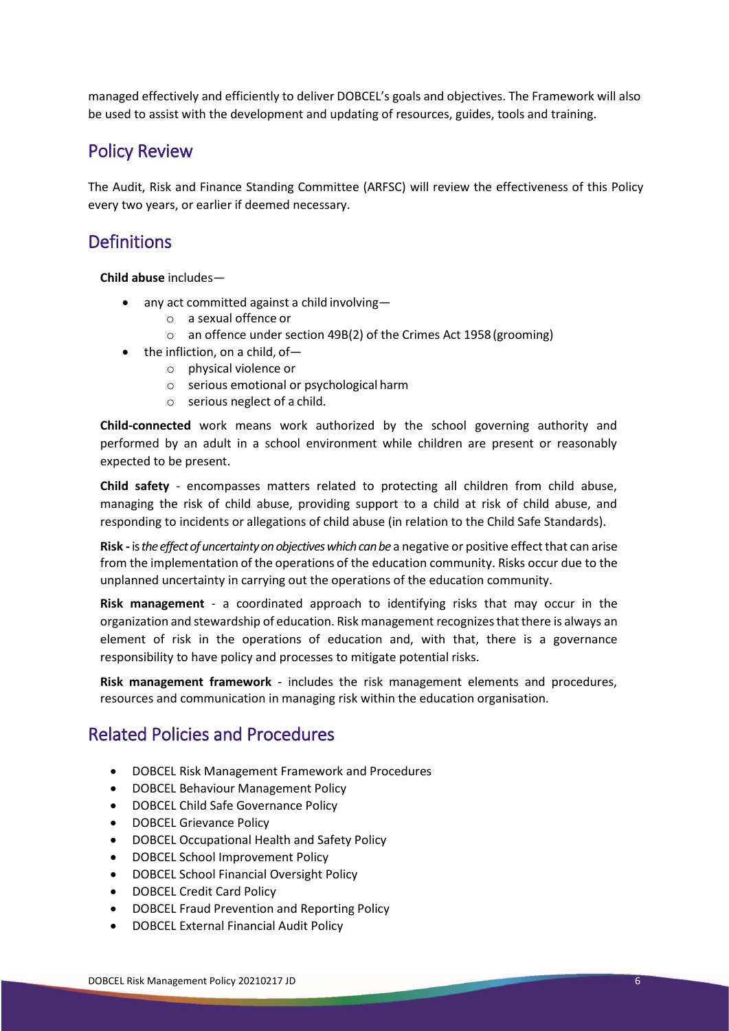managed effectively and efficiently to deliver DOBCEL's goals and objectives. The Framework will also be used to assist with the development and updating of resources, guides, tools and training.

## Policy Review

The Audit, Risk and Finance Standing Committee (ARFSC) will review the effectiveness of this Policy every two years, or earlier if deemed necessary.

## Definitions

**Child abuse** includes—

- any act committed against a child involving—
  - a sexual offence or
  - an offence under section 49B(2) of the Crimes Act 1958 (grooming)
- the infliction, on a child, of—
  - physical violence or
  - serious emotional or psychological harm
  - serious neglect of a child.

**Child-connected** work means work authorized by the school governing authority and performed by an adult in a school environment while children are present or reasonably expected to be present.

**Child safety** - encompasses matters related to protecting all children from child abuse, managing the risk of child abuse, providing support to a child at risk of child abuse, and responding to incidents or allegations of child abuse (in relation to the Child Safe Standards).

**Risk -** is *the effect of uncertainty on objectives which can be* a negative or positive effect that can arise from the implementation of the operations of the education community. Risks occur due to the unplanned uncertainty in carrying out the operations of the education community.

**Risk management** - a coordinated approach to identifying risks that may occur in the organization and stewardship of education. Risk management recognizes that there is always an element of risk in the operations of education and, with that, there is a governance responsibility to have policy and processes to mitigate potential risks.

**Risk management framework** - includes the risk management elements and procedures, resources and communication in managing risk within the education organisation.

## Related Policies and Procedures

- DOBCEL Risk Management Framework and Procedures
- DOBCEL Behaviour Management Policy
- DOBCEL Child Safe Governance Policy
- DOBCEL Grievance Policy
- DOBCEL Occupational Health and Safety Policy
- DOBCEL School Improvement Policy
- DOBCEL School Financial Oversight Policy
- DOBCEL Credit Card Policy
- DOBCEL Fraud Prevention and Reporting Policy
- DOBCEL External Financial Audit Policy